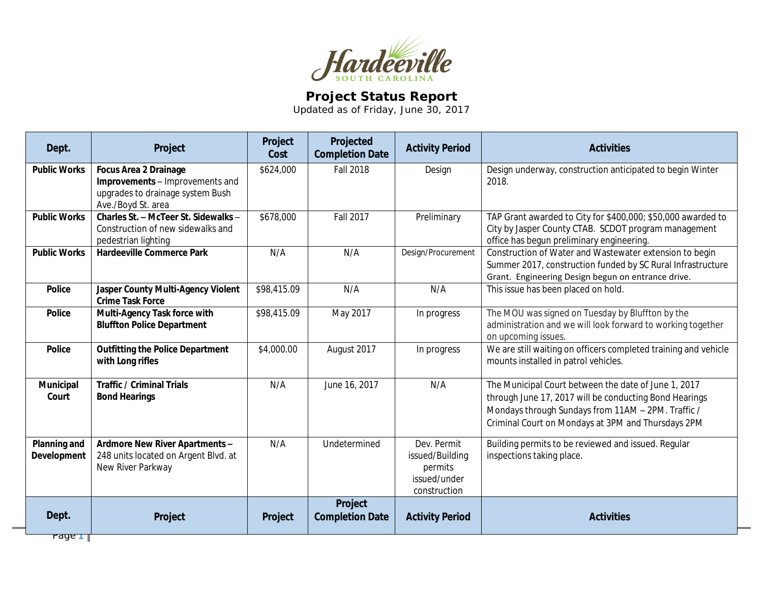Hardeeville
SOUTH CAROLINA

# Project Status Report

Updated as of Friday, June 30, 2017

| Dept. | Project | Project Cost | Projected Completion Date | Activity Period | Activities |
|---|---|---|---|---|---|
| **Public Works** | **Focus Area 2 Drainage Improvements** – Improvements and upgrades to drainage system Bush Ave./Boyd St. area | $624,000 | Fall 2018 | Design | Design underway, construction anticipated to begin Winter 2018. |
| **Public Works** | **Charles St. – McTeer St. Sidewalks** – Construction of new sidewalks and pedestrian lighting | $678,000 | Fall 2017 | Preliminary | TAP Grant awarded to City for $400,000; $50,000 awarded to City by Jasper County CTAB. SCDOT program management office has begun preliminary engineering. |
| **Public Works** | **Hardeeville Commerce Park** | N/A | N/A | Design/Procurement | Construction of Water and Wastewater extension to begin Summer 2017, construction funded by SC Rural Infrastructure Grant. Engineering Design begun on entrance drive. |
| **Police** | **Jasper County Multi-Agency Violent Crime Task Force** | $98,415.09 | N/A | N/A | This issue has been placed on hold. |
| **Police** | **Multi-Agency Task force with Bluffton Police Department** | $98,415.09 | May 2017 | In progress | The MOU was signed on Tuesday by Bluffton by the administration and we will look forward to working together on upcoming issues. |
| **Police** | **Outfitting the Police Department with Long rifles** | $4,000.00 | August 2017 | In progress | We are still waiting on officers completed training and vehicle mounts installed in patrol vehicles. |
| **Municipal Court** | **Traffic / Criminal Trials Bond Hearings** | N/A | June 16, 2017 | N/A | The Municipal Court between the date of June 1, 2017 through June 17, 2017 will be conducting Bond Hearings Mondays through Sundays from 11AM – 2PM. Traffic / Criminal Court on Mondays at 3PM and Thursdays 2PM |
| **Planning and Development** | **Ardmore New River Apartments** – 248 units located on Argent Blvd. at New River Parkway | N/A | Undetermined | Dev. Permit issued/Building permits issued/under construction | Building permits to be reviewed and issued. Regular inspections taking place. |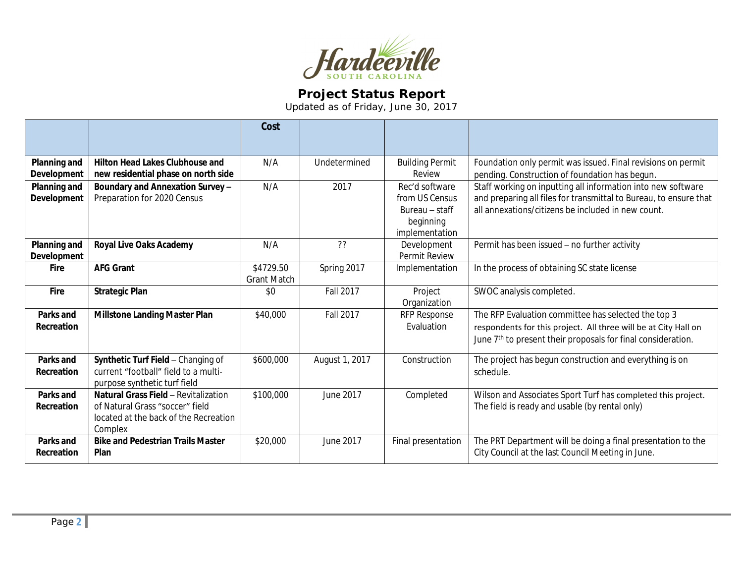Hardeeville
SOUTH CAROLINA

## Project Status Report

Updated as of Friday, June 30, 2017

| | | Cost | | | |
|---|---|---|---|---|---|
| **Planning and Development** | **Hilton Head Lakes Clubhouse and new residential phase on north side** | N/A | Undetermined | Building Permit Review | Foundation only permit was issued. Final revisions on permit pending. Construction of foundation has begun. |
| **Planning and Development** | **Boundary and Annexation Survey –** Preparation for 2020 Census | N/A | 2017 | Rec'd software from US Census Bureau – staff beginning implementation | Staff working on inputting all information into new software and preparing all files for transmittal to Bureau, to ensure that all annexations/citizens be included in new count. |
| **Planning and Development** | **Royal Live Oaks Academy** | N/A | ?? | Development Permit Review | Permit has been issued – no further activity |
| **Fire** | **AFG Grant** | $4729.50 Grant Match | Spring 2017 | Implementation | In the process of obtaining SC state license |
| **Fire** | **Strategic Plan** | $0 | Fall 2017 | Project Organization | SWOC analysis completed. |
| **Parks and Recreation** | **Millstone Landing Master Plan** | $40,000 | Fall 2017 | RFP Response Evaluation | The RFP Evaluation committee has selected the top 3 respondents for this project. All three will be at City Hall on June 7th to present their proposals for final consideration. |
| **Parks and Recreation** | **Synthetic Turf Field** – Changing of current "football" field to a multi-purpose synthetic turf field | $600,000 | August 1, 2017 | Construction | The project has begun construction and everything is on schedule. |
| **Parks and Recreation** | **Natural Grass Field** – Revitalization of Natural Grass "soccer" field located at the back of the Recreation Complex | $100,000 | June 2017 | Completed | Wilson and Associates Sport Turf has completed this project. The field is ready and usable (by rental only) |
| **Parks and Recreation** | **Bike and Pedestrian Trails Master Plan** | $20,000 | June 2017 | Final presentation | The PRT Department will be doing a final presentation to the City Council at the last Council Meeting in June. |